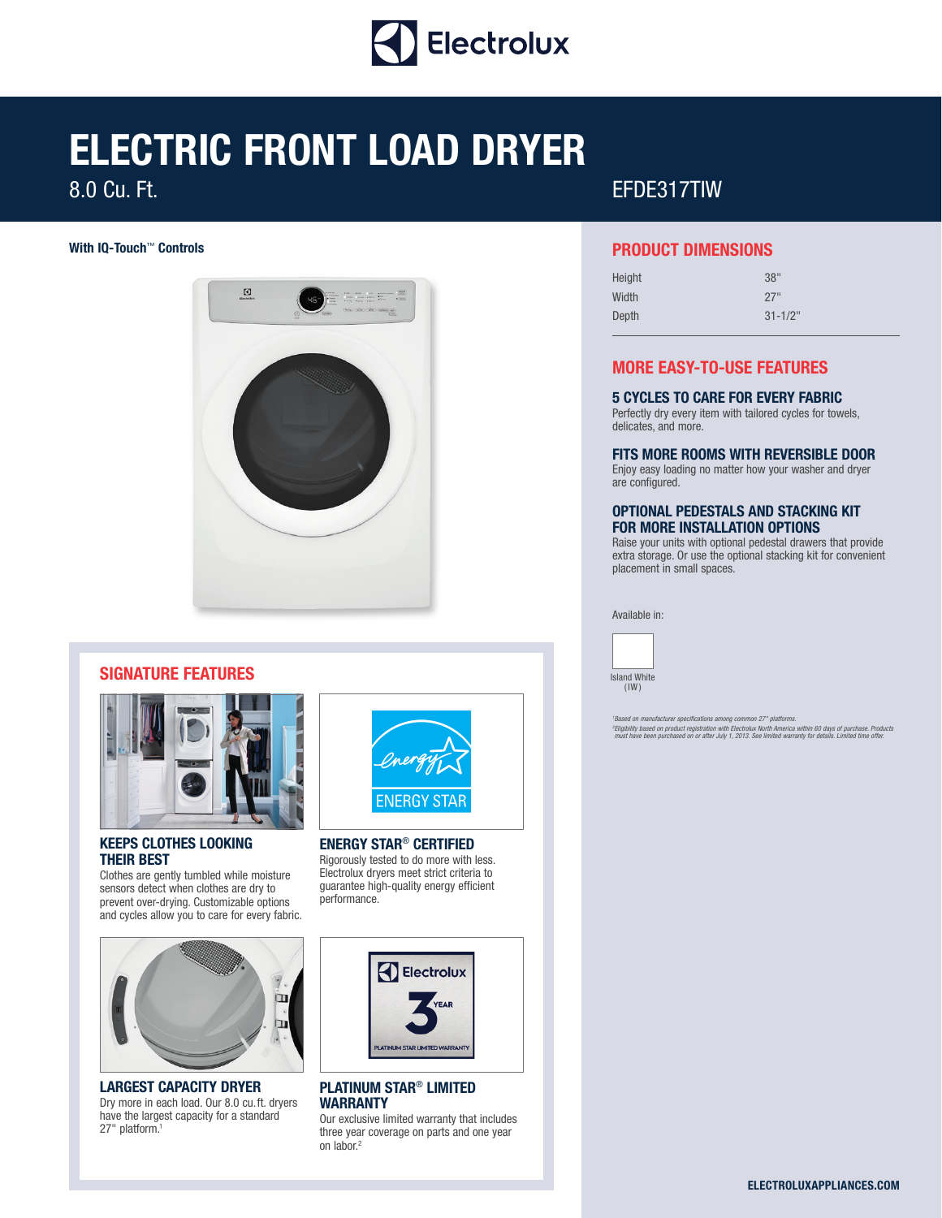# ELECTRIC FRONT LOAD DRYER

8.0 Cu. Ft.

EFDE317TIW

**With IQ-Touch™ Controls**

## SIGNATURE FEATURES

### KEEPS CLOTHES LOOKING THEIR BEST

Clothes are gently tumbled while moisture sensors detect when clothes are dry to prevent over-drying. Customizable options and cycles allow you to care for every fabric.

### ENERGY STAR® CERTIFIED

Rigorously tested to do more with less. Electrolux dryers meet strict criteria to guarantee high-quality energy efficient performance.

### LARGEST CAPACITY DRYER

Dry more in each load. Our 8.0 cu.ft. dryers have the largest capacity for a standard 27" platform.[1]

### PLATINUM STAR® LIMITED WARRANTY

Our exclusive limited warranty that includes three year coverage on parts and one year on labor.[2]

## PRODUCT DIMENSIONS

| | |
|---|---|
| Height | 38" |
| Width | 27" |
| Depth | 31-1/2" |

## MORE EASY-TO-USE FEATURES

### 5 CYCLES TO CARE FOR EVERY FABRIC

Perfectly dry every item with tailored cycles for towels, delicates, and more.

### FITS MORE ROOMS WITH REVERSIBLE DOOR

Enjoy easy loading no matter how your washer and dryer are configured.

### OPTIONAL PEDESTALS AND STACKING KIT FOR MORE INSTALLATION OPTIONS

Raise your units with optional pedestal drawers that provide extra storage. Or use the optional stacking kit for convenient placement in small spaces.

Available in:

Island White (IW)

*[1]Based on manufacturer specifications among common 27" platforms.*
*[2]Eligibility based on product registration with Electrolux North America within 60 days of purchase. Products must have been purchased on or after July 1, 2013. See limited warranty for details. Limited time offer.*

**ELECTROLUXAPPLIANCES.COM**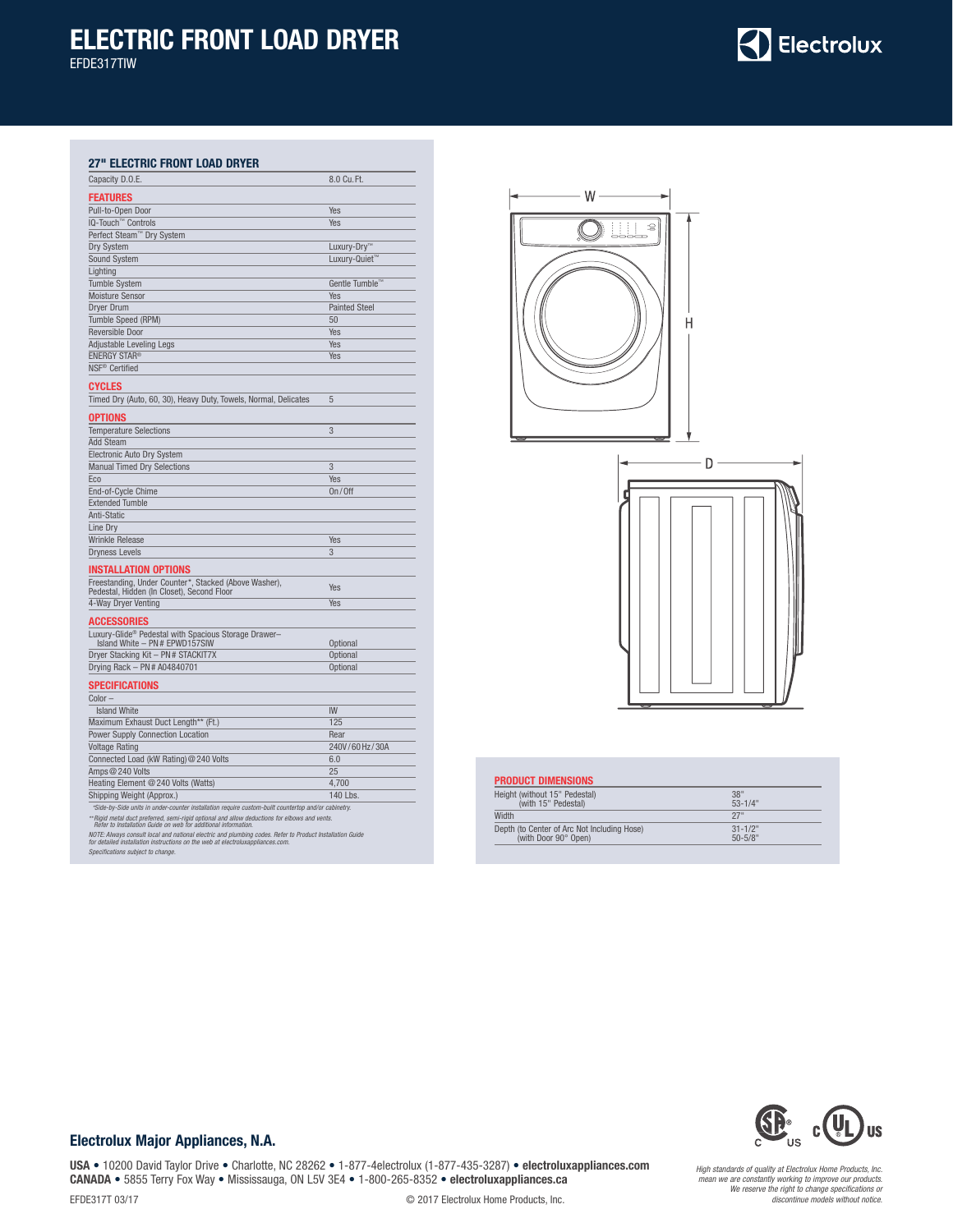# ELECTRIC FRONT LOAD DRYER

EFDE317TIW

## 27" ELECTRIC FRONT LOAD DRYER

| | |
|---|---|
| Capacity D.O.E. | 8.0 Cu. Ft. |

### FEATURES

| | |
|---|---|
| Pull-to-Open Door | Yes |
| IQ-Touch™ Controls | Yes |
| Perfect Steam™ Dry System | |
| Dry System | Luxury-Dry™ |
| Sound System | Luxury-Quiet™ |
| Lighting | |
| Tumble System | Gentle Tumble™ |
| Moisture Sensor | Yes |
| Dryer Drum | Painted Steel |
| Tumble Speed (RPM) | 50 |
| Reversible Door | Yes |
| Adjustable Leveling Legs | Yes |
| ENERGY STAR® | Yes |
| NSF® Certified | |

### CYCLES

| | |
|---|---|
| Timed Dry (Auto, 60, 30), Heavy Duty, Towels, Normal, Delicates | 5 |

### OPTIONS

| | |
|---|---|
| Temperature Selections | 3 |
| Add Steam | |
| Electronic Auto Dry System | |
| Manual Timed Dry Selections | 3 |
| Eco | Yes |
| End-of-Cycle Chime | On / Off |
| Extended Tumble | |
| Anti-Static | |
| Line Dry | |
| Wrinkle Release | Yes |
| Dryness Levels | 3 |

### INSTALLATION OPTIONS

| | |
|---|---|
| Freestanding, Under Counter*, Stacked (Above Washer), Pedestal, Hidden (In Closet), Second Floor | Yes |
| 4-Way Dryer Venting | Yes |

### ACCESSORIES

| | |
|---|---|
| Luxury-Glide® Pedestal with Spacious Storage Drawer– Island White – PN# EPWD157SIW | Optional |
| Dryer Stacking Kit – PN# STACKIT7X | Optional |
| Drying Rack – PN# A04840701 | Optional |

### SPECIFICATIONS

| | |
|---|---|
| Color – | |
| Island White | IW |
| Maximum Exhaust Duct Length** (Ft.) | 125 |
| Power Supply Connection Location | Rear |
| Voltage Rating | 240V / 60 Hz / 30A |
| Connected Load (kW Rating) @ 240 Volts | 6.0 |
| Amps @ 240 Volts | 25 |
| Heating Element @ 240 Volts (Watts) | 4,700 |
| Shipping Weight (Approx.) | 140 Lbs. |

*\*Side-by-Side units in under-counter installation require custom-built countertop and/or cabinetry.*

*\*\*Rigid metal duct preferred, semi-rigid optional and allow deductions for elbows and vents. Refer to Installation Guide on web for additional information.*

*NOTE: Always consult local and national electric and plumbing codes. Refer to Product Installation Guide for detailed installation instructions on the web at electroluxappliances.com.*

*Specifications subject to change.*

### PRODUCT DIMENSIONS

| | |
|---|---|
| Height (without 15" Pedestal)<br>(with 15" Pedestal) | 38"<br>53-1/4" |
| Width | 27" |
| Depth (to Center of Arc Not Including Hose)<br>(with Door 90° Open) | 31-1/2"<br>50-5/8" |

**Electrolux Major Appliances, N.A.**

**USA** • 10200 David Taylor Drive • Charlotte, NC 28262 • 1-877-4electrolux (1-877-435-3287) • **electroluxappliances.com**
**CANADA** • 5855 Terry Fox Way • Mississauga, ON L5V 3E4 • 1-800-265-8352 • **electroluxappliances.ca**

EFDE317T 03/17

© 2017 Electrolux Home Products, Inc.

*High standards of quality at Electrolux Home Products, Inc. mean we are constantly working to improve our products. We reserve the right to change specifications or discontinue models without notice.*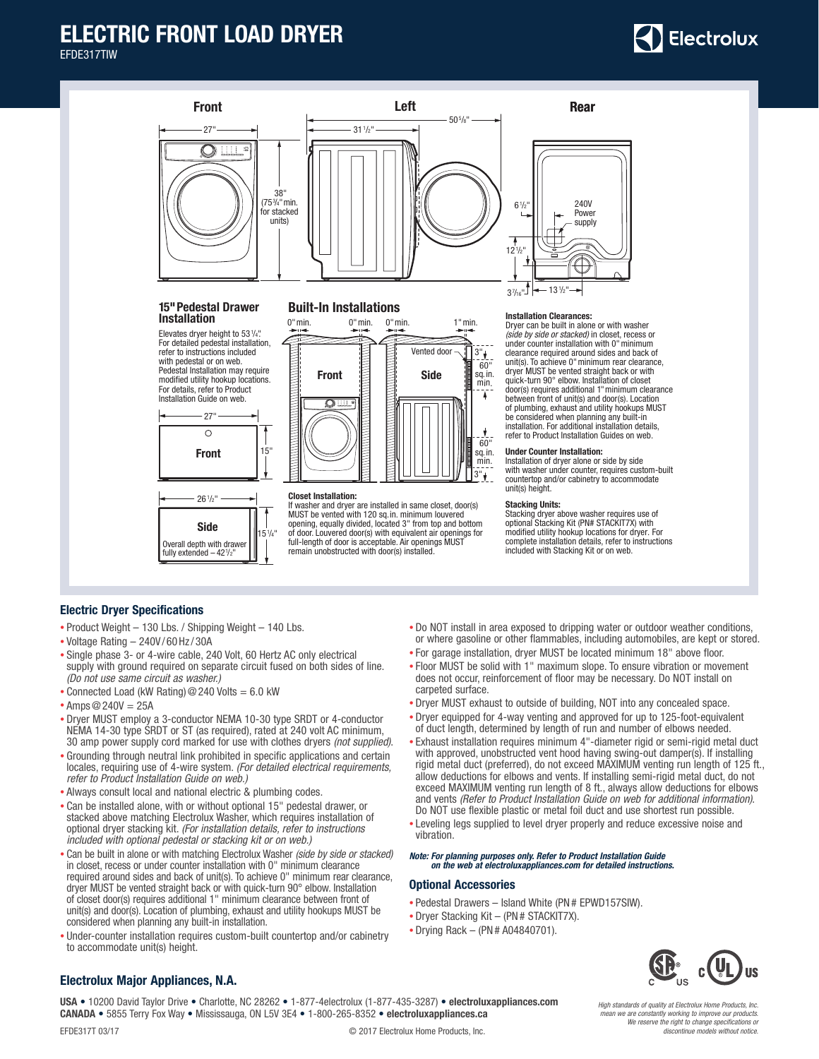# ELECTRIC FRONT LOAD DRYER

EFDE317TIW

Front

27"

38" (75¾" min. for stacked units)

Left

31½"

50⅝"

Rear

6½"

240V Power supply

12½"

3⁷⁄₁₆"

13½"

### 15" Pedestal Drawer Installation

Elevates dryer height to 53¼". For detailed pedestal installation, refer to instructions included with pedestal or on web. Pedestal Installation may require modified utility hookup locations. For details, refer to Product Installation Guide on web.

27"

Front

15"

26½"

Side

15¼"

Overall depth with drawer fully extended – 42½"

### Built-In Installations

0" min. 0" min. 0" min. 1" min.

Front

Side

Vented door

3"

60" sq. in. min.

60" sq. in. min.

3"

**Closet Installation:**
If washer and dryer are installed in same closet, door(s) MUST be vented with 120 sq. in. minimum louvered opening, equally divided, located 3" from top and bottom of door. Louvered door(s) with equivalent air openings for full-length of door is acceptable. Air openings MUST remain unobstructed with door(s) installed.

**Installation Clearances:**
Dryer can be built in alone or with washer *(side by side or stacked)* in closet, recess or under counter installation with 0" minimum clearance required around sides and back of unit(s). To achieve 0" minimum rear clearance, dryer MUST be vented straight back or with quick-turn 90° elbow. Installation of closet door(s) requires additional 1" minimum clearance between front of unit(s) and door(s). Location of plumbing, exhaust and utility hookups MUST be considered when planning any built-in installation. For additional installation details, refer to Product Installation Guides on web.

**Under Counter Installation:**
Installation of dryer alone or side by side with washer under counter, requires custom-built countertop and/or cabinetry to accommodate unit(s) height.

**Stacking Units:**
Stacking dryer above washer requires use of optional Stacking Kit (PN# STACKIT7X) with modified utility hookup locations for dryer. For complete installation details, refer to instructions included with Stacking Kit or on web.

## Electric Dryer Specifications

- Product Weight – 130 Lbs. / Shipping Weight – 140 Lbs.
- Voltage Rating – 240V/60Hz/30A
- Single phase 3- or 4-wire cable, 240 Volt, 60 Hertz AC only electrical supply with ground required on separate circuit fused on both sides of line. *(Do not use same circuit as washer.)*
- Connected Load (kW Rating) @ 240 Volts = 6.0 kW
- Amps @ 240V = 25A
- Dryer MUST employ a 3-conductor NEMA 10-30 type SRDT or 4-conductor NEMA 14-30 type SRDT or ST (as required), rated at 240 volt AC minimum, 30 amp power supply cord marked for use with clothes dryers *(not supplied).*
- Grounding through neutral link prohibited in specific applications and certain locales, requiring use of 4-wire system. *(For detailed electrical requirements, refer to Product Installation Guide on web.)*
- Always consult local and national electric & plumbing codes.
- Can be installed alone, with or without optional 15" pedestal drawer, or stacked above matching Electrolux Washer, which requires installation of optional dryer stacking kit. *(For installation details, refer to instructions included with optional pedestal or stacking kit or on web.)*
- Can be built in alone or with matching Electrolux Washer *(side by side or stacked)* in closet, recess or under counter installation with 0" minimum clearance required around sides and back of unit(s). To achieve 0" minimum rear clearance, dryer MUST be vented straight back or with quick-turn 90° elbow. Installation of closet door(s) requires additional 1" minimum clearance between front of unit(s) and door(s). Location of plumbing, exhaust and utility hookups MUST be considered when planning any built-in installation.
- Under-counter installation requires custom-built countertop and/or cabinetry to accommodate unit(s) height.
- Do NOT install in area exposed to dripping water or outdoor weather conditions, or where gasoline or other flammables, including automobiles, are kept or stored.
- For garage installation, dryer MUST be located minimum 18" above floor.
- Floor MUST be solid with 1" maximum slope. To ensure vibration or movement does not occur, reinforcement of floor may be necessary. Do NOT install on carpeted surface.
- Dryer MUST exhaust to outside of building, NOT into any concealed space.
- Dryer equipped for 4-way venting and approved for up to 125-foot-equivalent of duct length, determined by length of run and number of elbows needed.
- Exhaust installation requires minimum 4"-diameter rigid or semi-rigid metal duct with approved, unobstructed vent hood having swing-out damper(s). If installing rigid metal duct (preferred), do not exceed MAXIMUM venting run length of 125 ft., allow deductions for elbows and vents. If installing semi-rigid metal duct, do not exceed MAXIMUM venting run length of 8 ft., always allow deductions for elbows and vents *(Refer to Product Installation Guide on web for additional information).* Do NOT use flexible plastic or metal foil duct and use shortest run possible.
- Leveling legs supplied to level dryer properly and reduce excessive noise and vibration.

***Note: For planning purposes only. Refer to Product Installation Guide on the web at electroluxappliances.com for detailed instructions.***

## Optional Accessories

- Pedestal Drawers – Island White (PN# EPWD157SIW).
- Dryer Stacking Kit – (PN# STACKIT7X).
- Drying Rack – (PN# A04840701).

## Electrolux Major Appliances, N.A.

**USA** • 10200 David Taylor Drive • Charlotte, NC 28262 • 1-877-4electrolux (1-877-435-3287) • **electroluxappliances.com**
**CANADA** • 5855 Terry Fox Way • Mississauga, ON L5V 3E4 • 1-800-265-8352 • **electroluxappliances.ca**

*High standards of quality at Electrolux Home Products, Inc. mean we are constantly working to improve our products. We reserve the right to change specifications or discontinue models without notice.*

EFDE317T 03/17

© 2017 Electrolux Home Products, Inc.